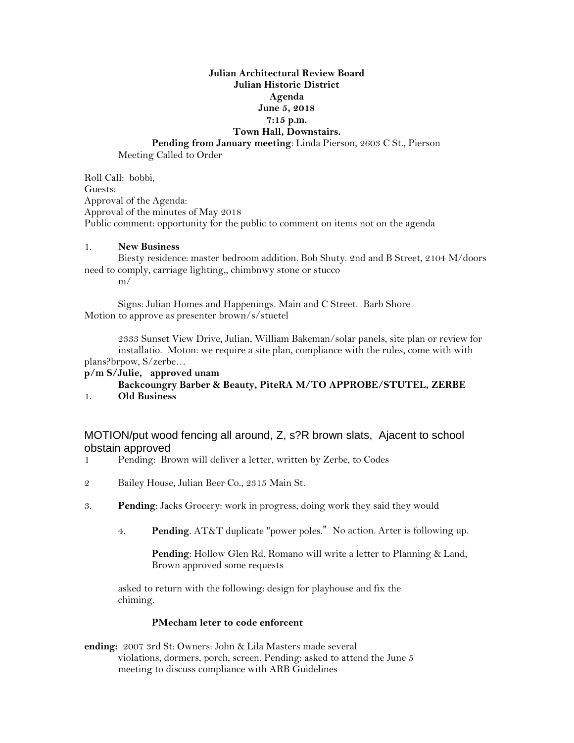**Julian Architectural Review Board**
**Julian Historic District**
**Agenda**
**June 5, 2018**
**7:15 p.m.**
**Town Hall, Downstairs.**

**Pending from January meeting**: Linda Pierson, 2603 C St., Pierson

Meeting Called to Order

Roll Call: bobbi,
Guests:
Approval of the Agenda:
Approval of the minutes of May 2018
Public comment: opportunity for the public to comment on items not on the agenda

1. **New Business**

Biesty residence: master bedroom addition. Bob Shuty. 2nd and B Street, 2104 M/doors need to comply, carriage lighting,, chimbnwy stone or stucco
m/

Signs: Julian Homes and Happenings. Main and C Street. Barb Shore
Motion to approve as presenter brown/s/stuetel

2333 Sunset View Drive, Julian, William Bakeman/solar panels, site plan or review for installatio. Moton: we require a site plan, compliance with the rules, come with with plans?brpow, S/zerbe…

**p/m S/Julie, approved unam**

**Backcoungry Barber & Beauty, PiteRA M/TO APPROBE/STUTEL, ZERBE**

1. **Old Business**

MOTION/put wood fencing all around, Z, s?R brown slats, Ajacent to school obstain approved

1 Pending: Brown will deliver a letter, written by Zerbe, to Codes

2 Bailey House, Julian Beer Co., 2315 Main St.

3. **Pending**: Jacks Grocery: work in progress, doing work they said they would

4. **Pending**. AT&T duplicate "power poles." No action. Arter is following up.

**Pending**: Hollow Glen Rd. Romano will write a letter to Planning & Land, Brown approved some requests

asked to return with the following: design for playhouse and fix the chiming.

**PMecham leter to code enforcent**

**ending:** 2007 3rd St: Owners: John & Lila Masters made several violations, dormers, porch, screen. Pending: asked to attend the June 5 meeting to discuss compliance with ARB Guidelines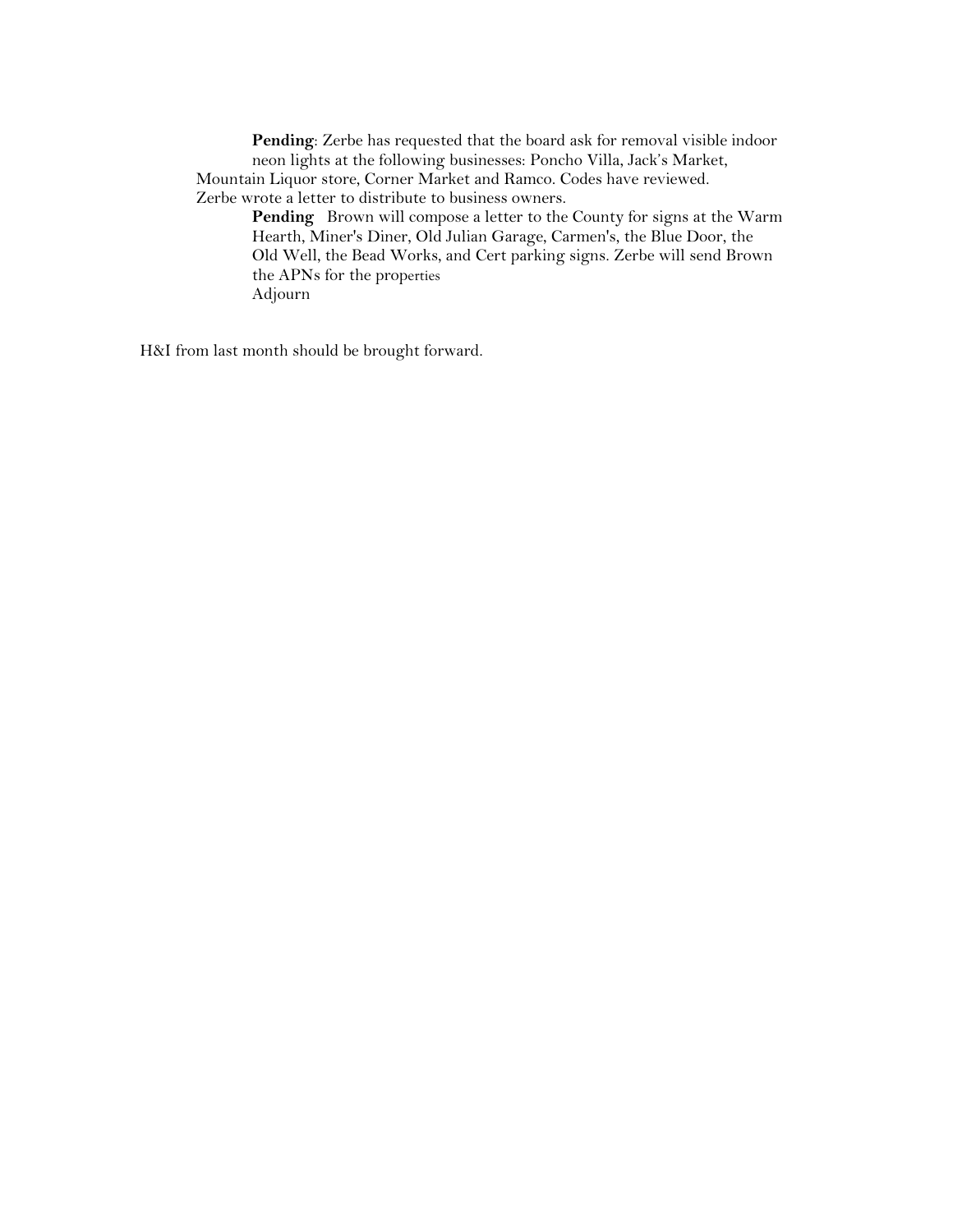**Pending**: Zerbe has requested that the board ask for removal visible indoor neon lights at the following businesses: Poncho Villa, Jack's Market, Mountain Liquor store, Corner Market and Ramco. Codes have reviewed. Zerbe wrote a letter to distribute to business owners.

**Pending** Brown will compose a letter to the County for signs at the Warm Hearth, Miner's Diner, Old Julian Garage, Carmen's, the Blue Door, the Old Well, the Bead Works, and Cert parking signs. Zerbe will send Brown the APNs for the properties

Adjourn

H&I from last month should be brought forward.